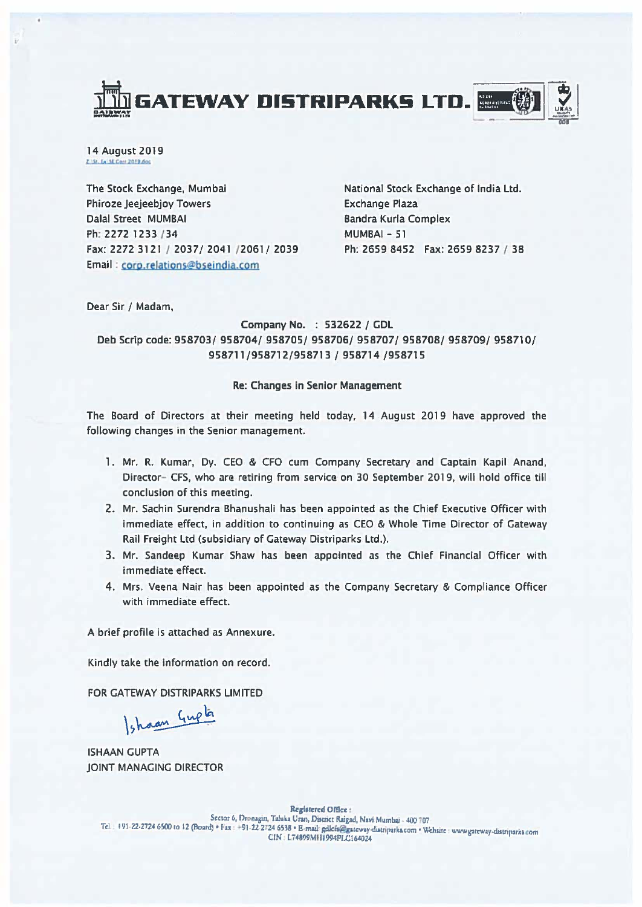# GATEWAY DISTRIPARKS LTD.

14 August 2019

Z:\St. Ex.\SE Corr 2019.doc

The Stock Exchange, Mumbai
Phiroze Jeejeebjoy Towers
Dalal Street MUMBAI
Ph: 2272 1233 /34
Fax: 2272 3121 / 2037/ 2041 /2061/ 2039
Email : corp.relations@bseindia.com

National Stock Exchange of India Ltd.
Exchange Plaza
Bandra Kurla Complex
MUMBAI - 51
Ph: 2659 8452 Fax: 2659 8237 / 38

Dear Sir / Madam,

**Company No. : 532622 / GDL**
**Deb Scrip code: 958703/ 958704/ 958705/ 958706/ 958707/ 958708/ 958709/ 958710/ 958711/958712/958713 / 958714 /958715**

**Re: Changes in Senior Management**

The Board of Directors at their meeting held today, 14 August 2019 have approved the following changes in the Senior management.

1. Mr. R. Kumar, Dy. CEO & CFO cum Company Secretary and Captain Kapil Anand, Director- CFS, who are retiring from service on 30 September 2019, will hold office till conclusion of this meeting.
2. Mr. Sachin Surendra Bhanushali has been appointed as the Chief Executive Officer with immediate effect, in addition to continuing as CEO & Whole Time Director of Gateway Rail Freight Ltd (subsidiary of Gateway Distriparks Ltd.).
3. Mr. Sandeep Kumar Shaw has been appointed as the Chief Financial Officer with immediate effect.
4. Mrs. Veena Nair has been appointed as the Company Secretary & Compliance Officer with immediate effect.

A brief profile is attached as Annexure.

Kindly take the information on record.

FOR GATEWAY DISTRIPARKS LIMITED

Ishaan Gupta

ISHAAN GUPTA
JOINT MANAGING DIRECTOR

Registered Office :
Sector 6, Dronagiri, Taluka Uran, District Raigad, Navi Mumbai - 400 707
Tel.: +91-22-2724 6500 to 12 (Board) • Fax : +91-22 2724 6538 • E-mail: gdlcfs@gateway-distriparks.com • Website : www.gateway-distriparks.com
CIN : L74899MH1994PLC164024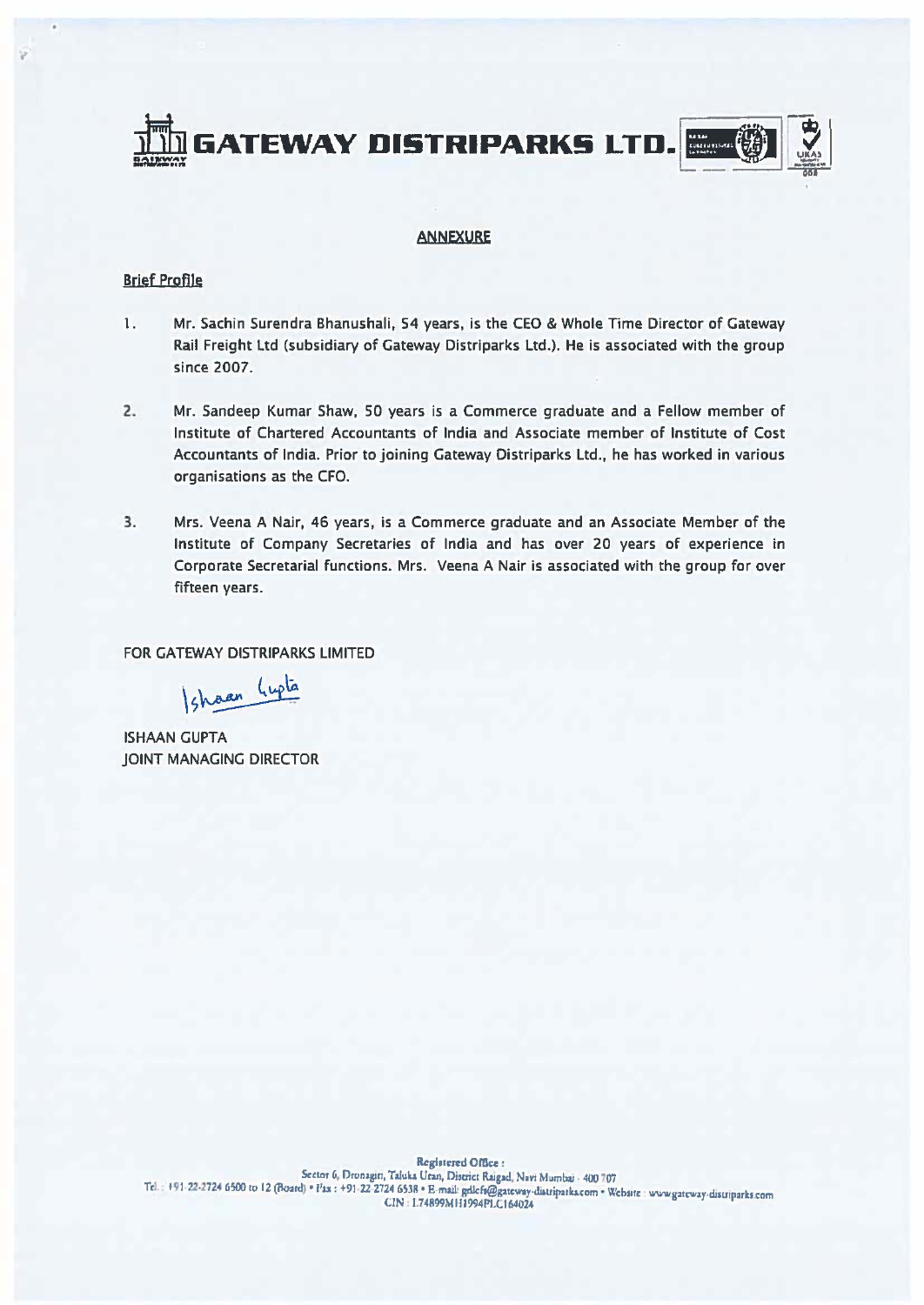**GATEWAY DISTRIPARKS LTD.**

## ANNEXURE

**Brief Profile**

1. Mr. Sachin Surendra Bhanushali, 54 years, is the CEO & Whole Time Director of Gateway Rail Freight Ltd (subsidiary of Gateway Distriparks Ltd.). He is associated with the group since 2007.

2. Mr. Sandeep Kumar Shaw, 50 years is a Commerce graduate and a Fellow member of Institute of Chartered Accountants of India and Associate member of Institute of Cost Accountants of India. Prior to joining Gateway Distriparks Ltd., he has worked in various organisations as the CFO.

3. Mrs. Veena A Nair, 46 years, is a Commerce graduate and an Associate Member of the Institute of Company Secretaries of India and has over 20 years of experience in Corporate Secretarial functions. Mrs. Veena A Nair is associated with the group for over fifteen years.

FOR GATEWAY DISTRIPARKS LIMITED

Ishaan Gupta

ISHAAN GUPTA
JOINT MANAGING DIRECTOR

Registered Office :
Sector 6, Dronagiri, Taluka Uran, District Raigad, Navi Mumbai - 400 707
Tel. : +91-22-2724 6500 to 12 (Board) • Fax : +91-22 2724 6538 • E-mail: gdlcfs@gateway-distriparks.com • Website : www.gateway-distriparks.com
CIN : L74899MH1994PLC164024